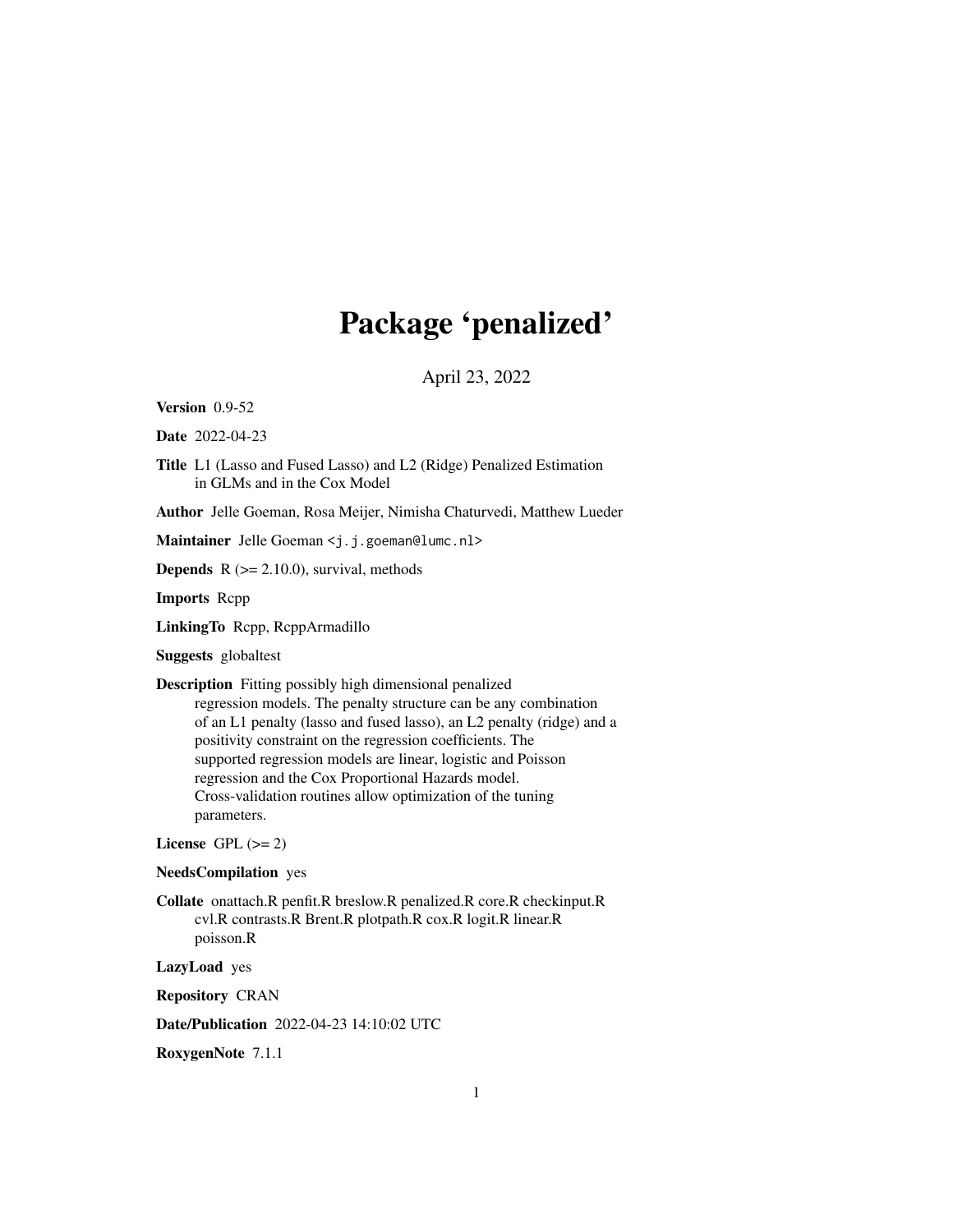# Package 'penalized'

April 23, 2022

**Version** 0.9-52

**Date** 2022-04-23

**Title** L1 (Lasso and Fused Lasso) and L2 (Ridge) Penalized Estimation in GLMs and in the Cox Model

**Author** Jelle Goeman, Rosa Meijer, Nimisha Chaturvedi, Matthew Lueder

**Maintainer** Jelle Goeman <j.j.goeman@lumc.nl>

**Depends** R (>= 2.10.0), survival, methods

**Imports** Rcpp

**LinkingTo** Rcpp, RcppArmadillo

**Suggests** globaltest

**Description** Fitting possibly high dimensional penalized regression models. The penalty structure can be any combination of an L1 penalty (lasso and fused lasso), an L2 penalty (ridge) and a positivity constraint on the regression coefficients. The supported regression models are linear, logistic and Poisson regression and the Cox Proportional Hazards model. Cross-validation routines allow optimization of the tuning parameters.

**License** GPL (>= 2)

**NeedsCompilation** yes

**Collate** onattach.R penfit.R breslow.R penalized.R core.R checkinput.R cvl.R contrasts.R Brent.R plotpath.R cox.R logit.R linear.R poisson.R

**LazyLoad** yes

**Repository** CRAN

**Date/Publication** 2022-04-23 14:10:02 UTC

**RoxygenNote** 7.1.1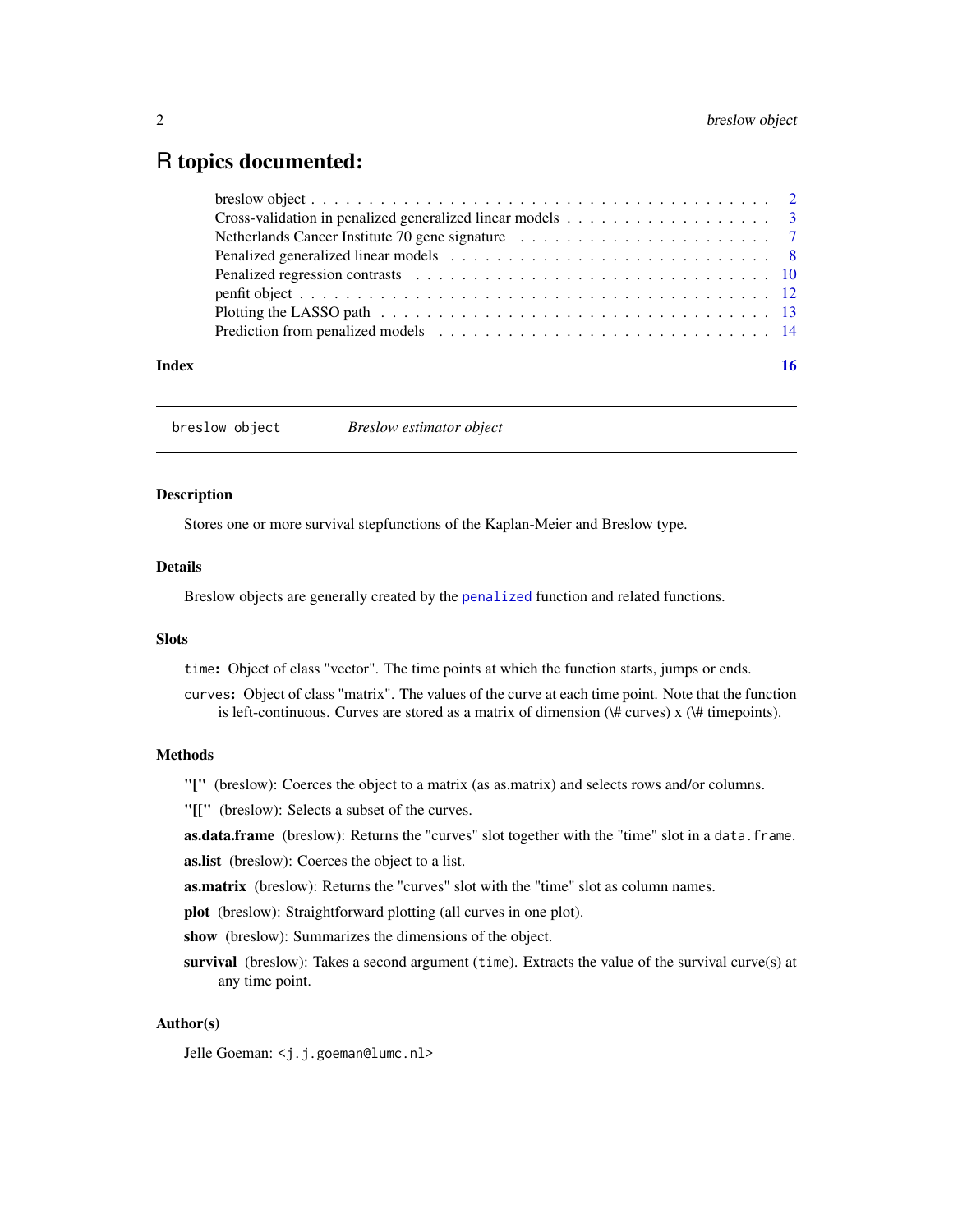# R topics documented:

breslow object . . . . . . . . . . . . . . . . . . . . . . . . . . . . . . . . . . . . . . 2
Cross-validation in penalized generalized linear models . . . . . . . . . . . . . . . . . . 3
Netherlands Cancer Institute 70 gene signature . . . . . . . . . . . . . . . . . . . . . . 7
Penalized generalized linear models . . . . . . . . . . . . . . . . . . . . . . . . . . . 8
Penalized regression contrasts . . . . . . . . . . . . . . . . . . . . . . . . . . . . . . 10
penfit object . . . . . . . . . . . . . . . . . . . . . . . . . . . . . . . . . . . . . . . 12
Plotting the LASSO path . . . . . . . . . . . . . . . . . . . . . . . . . . . . . . . . . 13
Prediction from penalized models . . . . . . . . . . . . . . . . . . . . . . . . . . . . . 14

**Index** **16**

---

`breslow object` *Breslow estimator object*

---

### Description

Stores one or more survival stepfunctions of the Kaplan-Meier and Breslow type.

### Details

Breslow objects are generally created by the `penalized` function and related functions.

### Slots

`time`**:** Object of class "vector". The time points at which the function starts, jumps or ends.

`curves`**:** Object of class "matrix". The values of the curve at each time point. Note that the function is left-continuous. Curves are stored as a matrix of dimension (\# curves) x (\# timepoints).

### Methods

**"["** (breslow): Coerces the object to a matrix (as as.matrix) and selects rows and/or columns.

**"[["** (breslow): Selects a subset of the curves.

**as.data.frame** (breslow): Returns the "curves" slot together with the "time" slot in a `data.frame`.

**as.list** (breslow): Coerces the object to a list.

**as.matrix** (breslow): Returns the "curves" slot with the "time" slot as column names.

**plot** (breslow): Straightforward plotting (all curves in one plot).

**show** (breslow): Summarizes the dimensions of the object.

**survival** (breslow): Takes a second argument (`time`). Extracts the value of the survival curve(s) at any time point.

### Author(s)

Jelle Goeman: `<j.j.goeman@lumc.nl>`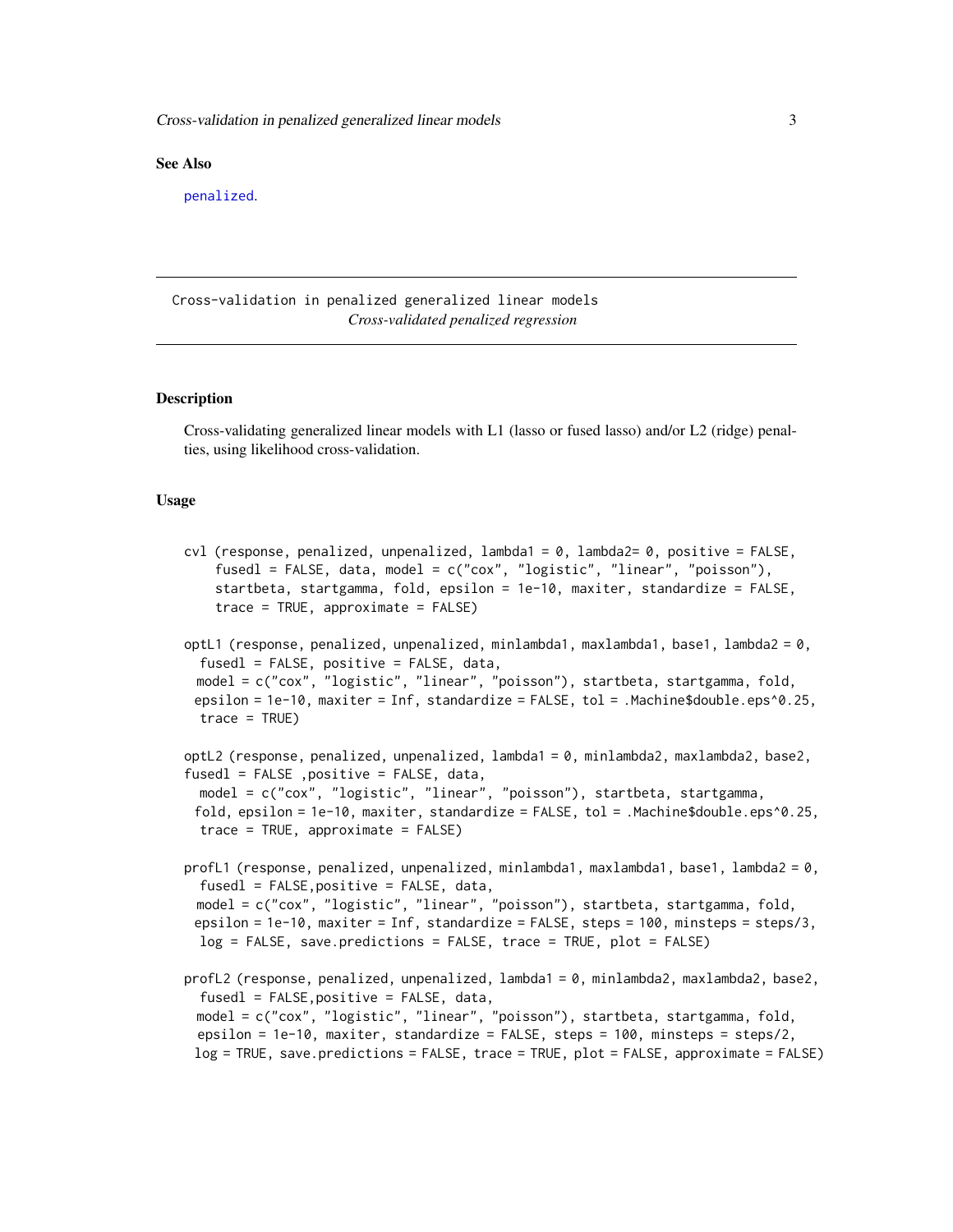### See Also

penalized.

---

Cross-validation in penalized generalized linear models
*Cross-validated penalized regression*

---

### Description

Cross-validating generalized linear models with L1 (lasso or fused lasso) and/or L2 (ridge) penalties, using likelihood cross-validation.

### Usage

```
cvl (response, penalized, unpenalized, lambda1 = 0, lambda2= 0, positive = FALSE,
    fusedl = FALSE, data, model = c("cox", "logistic", "linear", "poisson"),
    startbeta, startgamma, fold, epsilon = 1e-10, maxiter, standardize = FALSE,
    trace = TRUE, approximate = FALSE)

optL1 (response, penalized, unpenalized, minlambda1, maxlambda1, base1, lambda2 = 0,
  fusedl = FALSE, positive = FALSE, data,
 model = c("cox", "logistic", "linear", "poisson"), startbeta, startgamma, fold,
 epsilon = 1e-10, maxiter = Inf, standardize = FALSE, tol = .Machine$double.eps^0.25,
  trace = TRUE)

optL2 (response, penalized, unpenalized, lambda1 = 0, minlambda2, maxlambda2, base2,
fusedl = FALSE ,positive = FALSE, data,
  model = c("cox", "logistic", "linear", "poisson"), startbeta, startgamma,
 fold, epsilon = 1e-10, maxiter, standardize = FALSE, tol = .Machine$double.eps^0.25,
  trace = TRUE, approximate = FALSE)

profL1 (response, penalized, unpenalized, minlambda1, maxlambda1, base1, lambda2 = 0,
  fusedl = FALSE,positive = FALSE, data,
 model = c("cox", "logistic", "linear", "poisson"), startbeta, startgamma, fold,
 epsilon = 1e-10, maxiter = Inf, standardize = FALSE, steps = 100, minsteps = steps/3,
  log = FALSE, save.predictions = FALSE, trace = TRUE, plot = FALSE)

profL2 (response, penalized, unpenalized, lambda1 = 0, minlambda2, maxlambda2, base2,
  fusedl = FALSE,positive = FALSE, data,
 model = c("cox", "logistic", "linear", "poisson"), startbeta, startgamma, fold,
  epsilon = 1e-10, maxiter, standardize = FALSE, steps = 100, minsteps = steps/2,
 log = TRUE, save.predictions = FALSE, trace = TRUE, plot = FALSE, approximate = FALSE)
```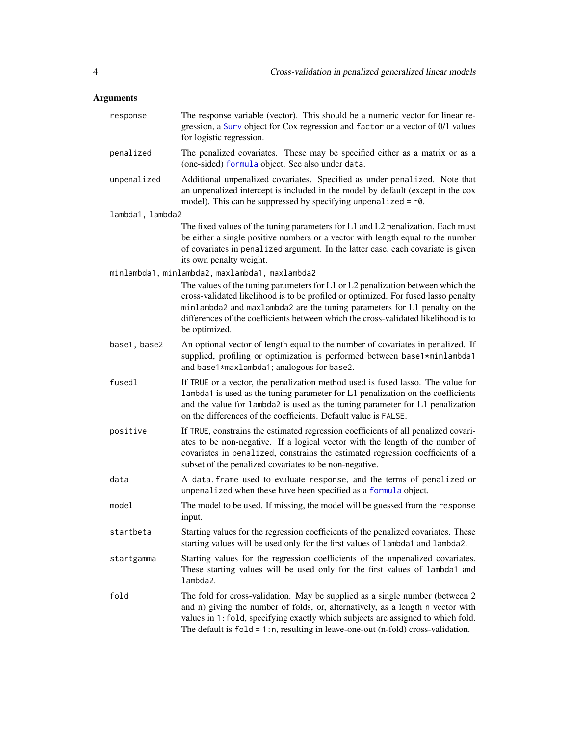## Arguments

**response**
: The response variable (vector). This should be a numeric vector for linear regression, a `Surv` object for Cox regression and `factor` or a vector of 0/1 values for logistic regression.

**penalized**
: The penalized covariates. These may be specified either as a matrix or as a (one-sided) `formula` object. See also under `data`.

**unpenalized**
: Additional unpenalized covariates. Specified as under `penalized`. Note that an unpenalized intercept is included in the model by default (except in the cox model). This can be suppressed by specifying `unpenalized = ~0`.

**lambda1, lambda2**
: The fixed values of the tuning parameters for L1 and L2 penalization. Each must be either a single positive numbers or a vector with length equal to the number of covariates in `penalized` argument. In the latter case, each covariate is given its own penalty weight.

**minlambda1, minlambda2, maxlambda1, maxlambda2**
: The values of the tuning parameters for L1 or L2 penalization between which the cross-validated likelihood is to be profiled or optimized. For fused lasso penalty `minlambda2` and `maxlambda2` are the tuning parameters for L1 penalty on the differences of the coefficients between which the cross-validated likelihood is to be optimized.

**base1, base2**
: An optional vector of length equal to the number of covariates in penalized. If supplied, profiling or optimization is performed between `base1*minlambda1` and `base1*maxlambda1`; analogous for `base2`.

**fusedl**
: If `TRUE` or a vector, the penalization method used is fused lasso. The value for `lambda1` is used as the tuning parameter for L1 penalization on the coefficients and the value for `lambda2` is used as the tuning parameter for L1 penalization on the differences of the coefficients. Default value is `FALSE`.

**positive**
: If `TRUE`, constrains the estimated regression coefficients of all penalized covariates to be non-negative. If a logical vector with the length of the number of covariates in `penalized`, constrains the estimated regression coefficients of a subset of the penalized covariates to be non-negative.

**data**
: A `data.frame` used to evaluate `response`, and the terms of `penalized` or `unpenalized` when these have been specified as a `formula` object.

**model**
: The model to be used. If missing, the model will be guessed from the `response` input.

**startbeta**
: Starting values for the regression coefficients of the penalized covariates. These starting values will be used only for the first values of `lambda1` and `lambda2`.

**startgamma**
: Starting values for the regression coefficients of the unpenalized covariates. These starting values will be used only for the first values of `lambda1` and `lambda2`.

**fold**
: The fold for cross-validation. May be supplied as a single number (between 2 and n) giving the number of folds, or, alternatively, as a length `n` vector with values in `1:fold`, specifying exactly which subjects are assigned to which fold. The default is `fold = 1:n`, resulting in leave-one-out (n-fold) cross-validation.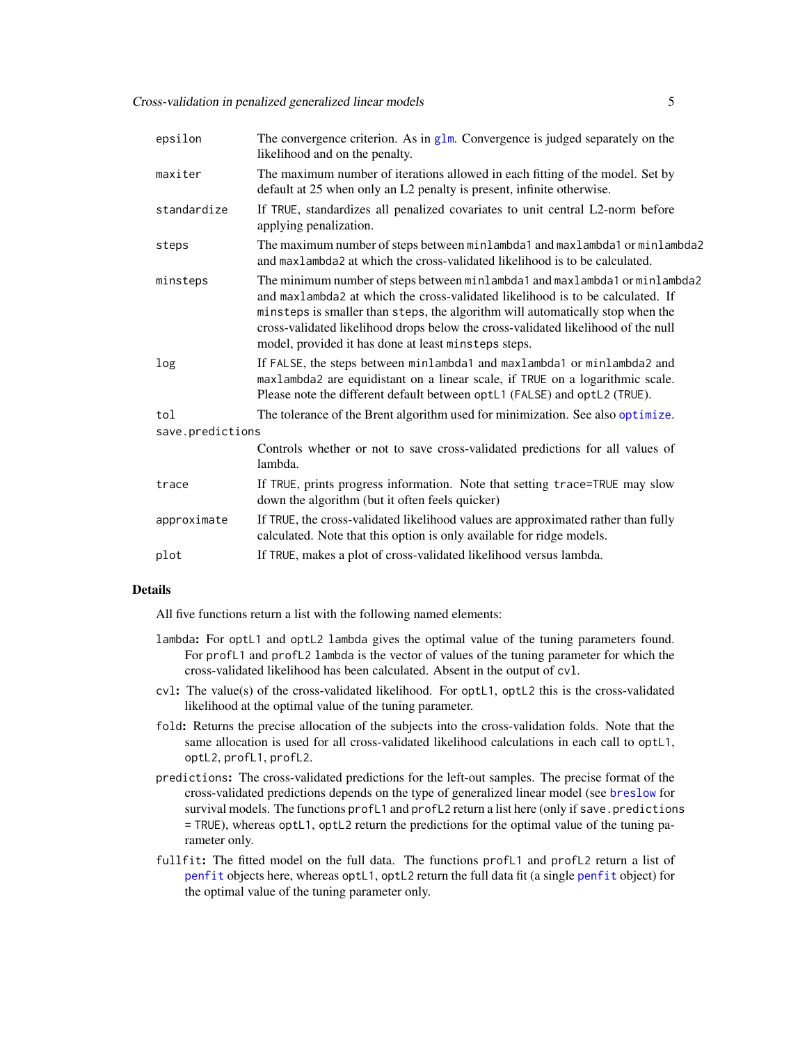| | |
|---|---|
| `epsilon` | The convergence criterion. As in `glm`. Convergence is judged separately on the likelihood and on the penalty. |
| `maxiter` | The maximum number of iterations allowed in each fitting of the model. Set by default at 25 when only an L2 penalty is present, infinite otherwise. |
| `standardize` | If `TRUE`, standardizes all penalized covariates to unit central L2-norm before applying penalization. |
| `steps` | The maximum number of steps between `minlambda1` and `maxlambda1` or `minlambda2` and `maxlambda2` at which the cross-validated likelihood is to be calculated. |
| `minsteps` | The minimum number of steps between `minlambda1` and `maxlambda1` or `minlambda2` and `maxlambda2` at which the cross-validated likelihood is to be calculated. If `minsteps` is smaller than `steps`, the algorithm will automatically stop when the cross-validated likelihood drops below the cross-validated likelihood of the null model, provided it has done at least `minsteps` steps. |
| `log` | If `FALSE`, the steps between `minlambda1` and `maxlambda1` or `minlambda2` and `maxlambda2` are equidistant on a linear scale, if `TRUE` on a logarithmic scale. Please note the different default between `optL1` (`FALSE`) and `optL2` (`TRUE`). |
| `tol` | The tolerance of the Brent algorithm used for minimization. See also `optimize`. |
| `save.predictions` | Controls whether or not to save cross-validated predictions for all values of lambda. |
| `trace` | If `TRUE`, prints progress information. Note that setting `trace=TRUE` may slow down the algorithm (but it often feels quicker) |
| `approximate` | If `TRUE`, the cross-validated likelihood values are approximated rather than fully calculated. Note that this option is only available for ridge models. |
| `plot` | If `TRUE`, makes a plot of cross-validated likelihood versus lambda. |

## Details

All five functions return a list with the following named elements:

- `lambda`**:** For `optL1` and `optL2` `lambda` gives the optimal value of the tuning parameters found. For `profL1` and `profL2` `lambda` is the vector of values of the tuning parameter for which the cross-validated likelihood has been calculated. Absent in the output of `cvl`.
- `cvl`**:** The value(s) of the cross-validated likelihood. For `optL1`, `optL2` this is the cross-validated likelihood at the optimal value of the tuning parameter.
- `fold`**:** Returns the precise allocation of the subjects into the cross-validation folds. Note that the same allocation is used for all cross-validated likelihood calculations in each call to `optL1`, `optL2`, `profL1`, `profL2`.
- `predictions`**:** The cross-validated predictions for the left-out samples. The precise format of the cross-validated predictions depends on the type of generalized linear model (see `breslow` for survival models. The functions `profL1` and `profL2` return a list here (only if `save.predictions = TRUE`), whereas `optL1`, `optL2` return the predictions for the optimal value of the tuning parameter only.
- `fullfit`**:** The fitted model on the full data. The functions `profL1` and `profL2` return a list of `penfit` objects here, whereas `optL1`, `optL2` return the full data fit (a single `penfit` object) for the optimal value of the tuning parameter only.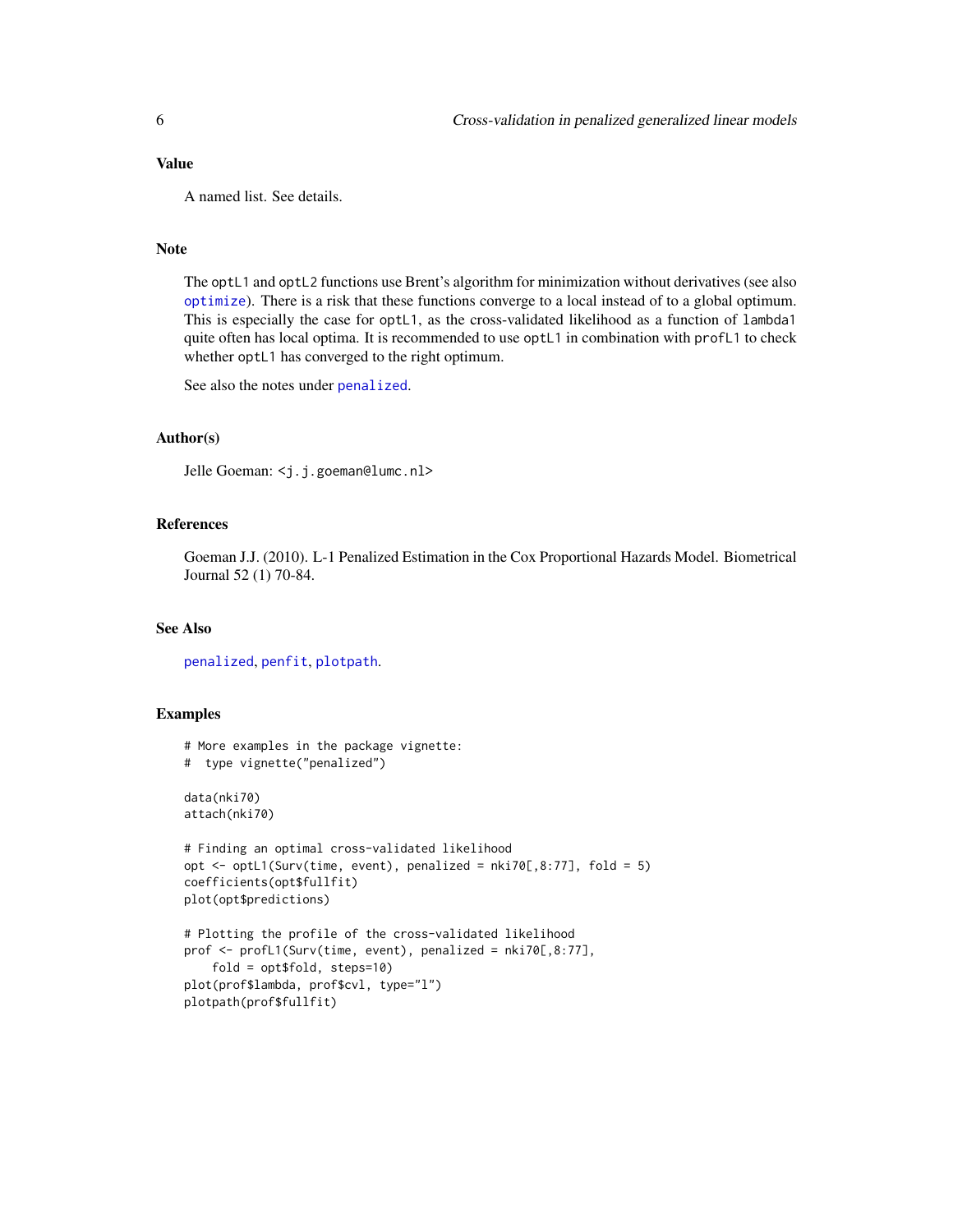### Value

A named list. See details.

### Note

The optL1 and optL2 functions use Brent's algorithm for minimization without derivatives (see also optimize). There is a risk that these functions converge to a local instead of to a global optimum. This is especially the case for optL1, as the cross-validated likelihood as a function of lambda1 quite often has local optima. It is recommended to use optL1 in combination with profL1 to check whether optL1 has converged to the right optimum.

See also the notes under penalized.

### Author(s)

Jelle Goeman: <j.j.goeman@lumc.nl>

### References

Goeman J.J. (2010). L-1 Penalized Estimation in the Cox Proportional Hazards Model. Biometrical Journal 52 (1) 70-84.

### See Also

penalized, penfit, plotpath.

### Examples

```
# More examples in the package vignette:
#  type vignette("penalized")

data(nki70)
attach(nki70)

# Finding an optimal cross-validated likelihood
opt <- optL1(Surv(time, event), penalized = nki70[,8:77], fold = 5)
coefficients(opt$fullfit)
plot(opt$predictions)

# Plotting the profile of the cross-validated likelihood
prof <- profL1(Surv(time, event), penalized = nki70[,8:77],
    fold = opt$fold, steps=10)
plot(prof$lambda, prof$cvl, type="l")
plotpath(prof$fullfit)
```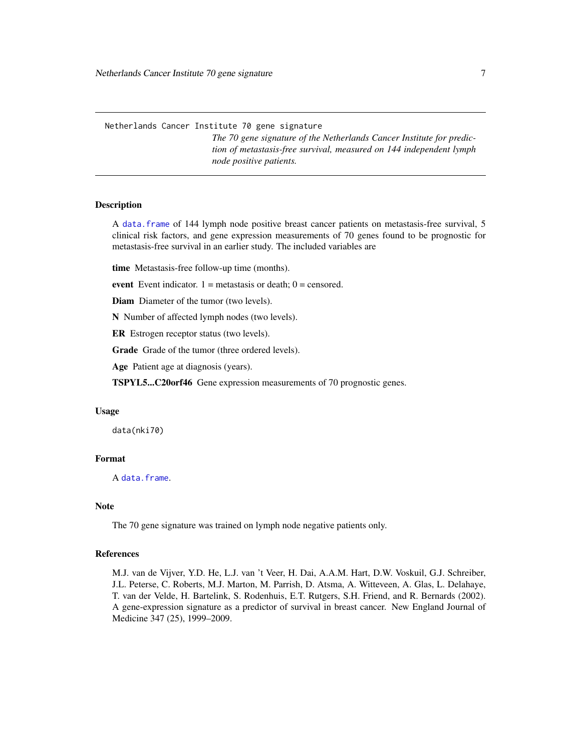Netherlands Cancer Institute 70 gene signature

*The 70 gene signature of the Netherlands Cancer Institute for prediction of metastasis-free survival, measured on 144 independent lymph node positive patients.*

## Description

A data.frame of 144 lymph node positive breast cancer patients on metastasis-free survival, 5 clinical risk factors, and gene expression measurements of 70 genes found to be prognostic for metastasis-free survival in an earlier study. The included variables are

**time** Metastasis-free follow-up time (months).

**event** Event indicator. 1 = metastasis or death; 0 = censored.

**Diam** Diameter of the tumor (two levels).

**N** Number of affected lymph nodes (two levels).

**ER** Estrogen receptor status (two levels).

**Grade** Grade of the tumor (three ordered levels).

**Age** Patient age at diagnosis (years).

**TSPYL5...C20orf46** Gene expression measurements of 70 prognostic genes.

## Usage

```
data(nki70)
```

## Format

A data.frame.

## Note

The 70 gene signature was trained on lymph node negative patients only.

## References

M.J. van de Vijver, Y.D. He, L.J. van 't Veer, H. Dai, A.A.M. Hart, D.W. Voskuil, G.J. Schreiber, J.L. Peterse, C. Roberts, M.J. Marton, M. Parrish, D. Atsma, A. Witteveen, A. Glas, L. Delahaye, T. van der Velde, H. Bartelink, S. Rodenhuis, E.T. Rutgers, S.H. Friend, and R. Bernards (2002). A gene-expression signature as a predictor of survival in breast cancer. New England Journal of Medicine 347 (25), 1999–2009.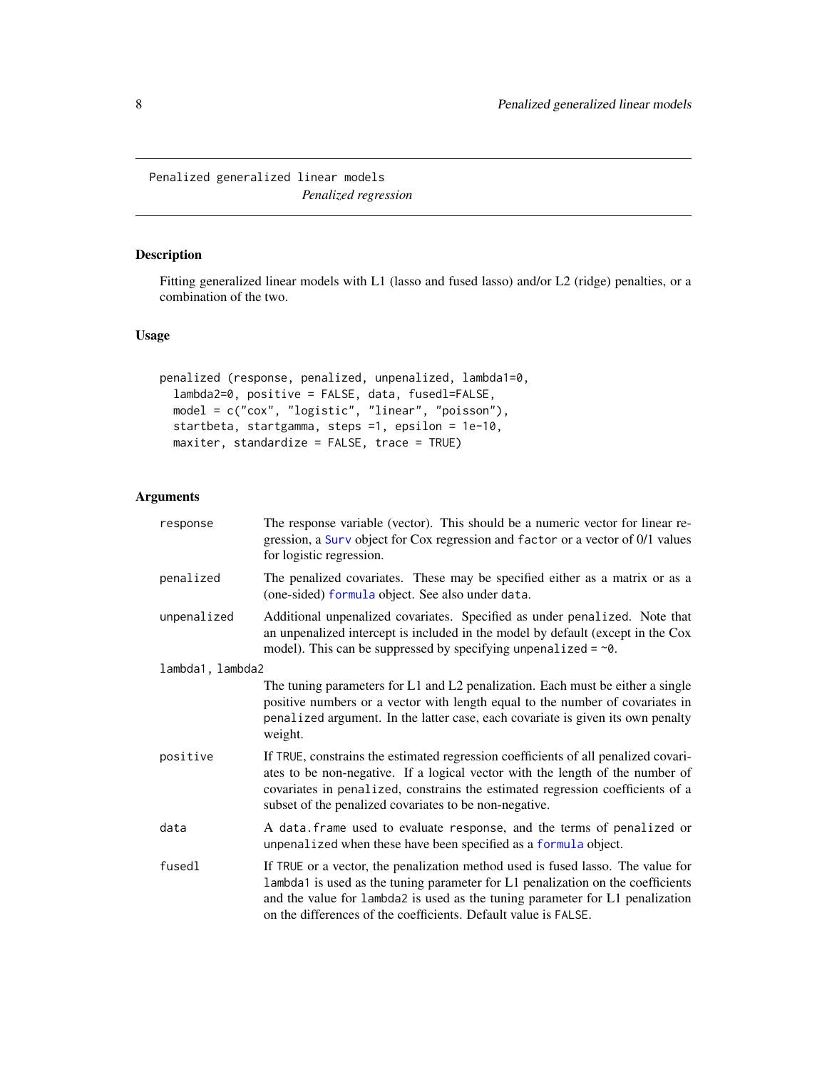Penalized generalized linear models

*Penalized regression*

## Description

Fitting generalized linear models with L1 (lasso and fused lasso) and/or L2 (ridge) penalties, or a combination of the two.

## Usage

```
penalized (response, penalized, unpenalized, lambda1=0,
  lambda2=0, positive = FALSE, data, fusedl=FALSE,
  model = c("cox", "logistic", "linear", "poisson"),
  startbeta, startgamma, steps =1, epsilon = 1e-10,
  maxiter, standardize = FALSE, trace = TRUE)
```

## Arguments

- `response` — The response variable (vector). This should be a numeric vector for linear regression, a `Surv` object for Cox regression and `factor` or a vector of 0/1 values for logistic regression.
- `penalized` — The penalized covariates. These may be specified either as a matrix or as a (one-sided) `formula` object. See also under `data`.
- `unpenalized` — Additional unpenalized covariates. Specified as under `penalized`. Note that an unpenalized intercept is included in the model by default (except in the Cox model). This can be suppressed by specifying `unpenalized = ~0`.
- `lambda1, lambda2` — The tuning parameters for L1 and L2 penalization. Each must be either a single positive numbers or a vector with length equal to the number of covariates in `penalized` argument. In the latter case, each covariate is given its own penalty weight.
- `positive` — If `TRUE`, constrains the estimated regression coefficients of all penalized covariates to be non-negative. If a logical vector with the length of the number of covariates in `penalized`, constrains the estimated regression coefficients of a subset of the penalized covariates to be non-negative.
- `data` — A `data.frame` used to evaluate `response`, and the terms of `penalized` or `unpenalized` when these have been specified as a `formula` object.
- `fusedl` — If `TRUE` or a vector, the penalization method used is fused lasso. The value for `lambda1` is used as the tuning parameter for L1 penalization on the coefficients and the value for `lambda2` is used as the tuning parameter for L1 penalization on the differences of the coefficients. Default value is `FALSE`.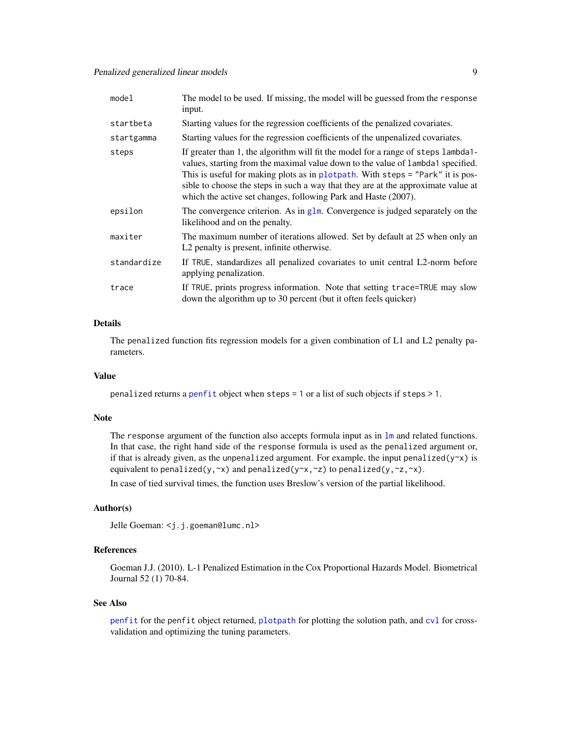| | |
|---|---|
| model | The model to be used. If missing, the model will be guessed from the response input. |
| startbeta | Starting values for the regression coefficients of the penalized covariates. |
| startgamma | Starting values for the regression coefficients of the unpenalized covariates. |
| steps | If greater than 1, the algorithm will fit the model for a range of steps lambda1-values, starting from the maximal value down to the value of lambda1 specified. This is useful for making plots as in plotpath. With steps = "Park" it is possible to choose the steps in such a way that they are at the approximate value at which the active set changes, following Park and Haste (2007). |
| epsilon | The convergence criterion. As in glm. Convergence is judged separately on the likelihood and on the penalty. |
| maxiter | The maximum number of iterations allowed. Set by default at 25 when only an L2 penalty is present, infinite otherwise. |
| standardize | If TRUE, standardizes all penalized covariates to unit central L2-norm before applying penalization. |
| trace | If TRUE, prints progress information. Note that setting trace=TRUE may slow down the algorithm up to 30 percent (but it often feels quicker) |

### Details

The penalized function fits regression models for a given combination of L1 and L2 penalty parameters.

### Value

penalized returns a penfit object when steps = 1 or a list of such objects if steps > 1.

### Note

The response argument of the function also accepts formula input as in lm and related functions. In that case, the right hand side of the response formula is used as the penalized argument or, if that is already given, as the unpenalized argument. For example, the input penalized(y~x) is equivalent to penalized(y,~x) and penalized(y~x,~z) to penalized(y,~z,~x).

In case of tied survival times, the function uses Breslow's version of the partial likelihood.

### Author(s)

Jelle Goeman: <j.j.goeman@lumc.nl>

### References

Goeman J.J. (2010). L-1 Penalized Estimation in the Cox Proportional Hazards Model. Biometrical Journal 52 (1) 70-84.

### See Also

penfit for the penfit object returned, plotpath for plotting the solution path, and cvl for cross-validation and optimizing the tuning parameters.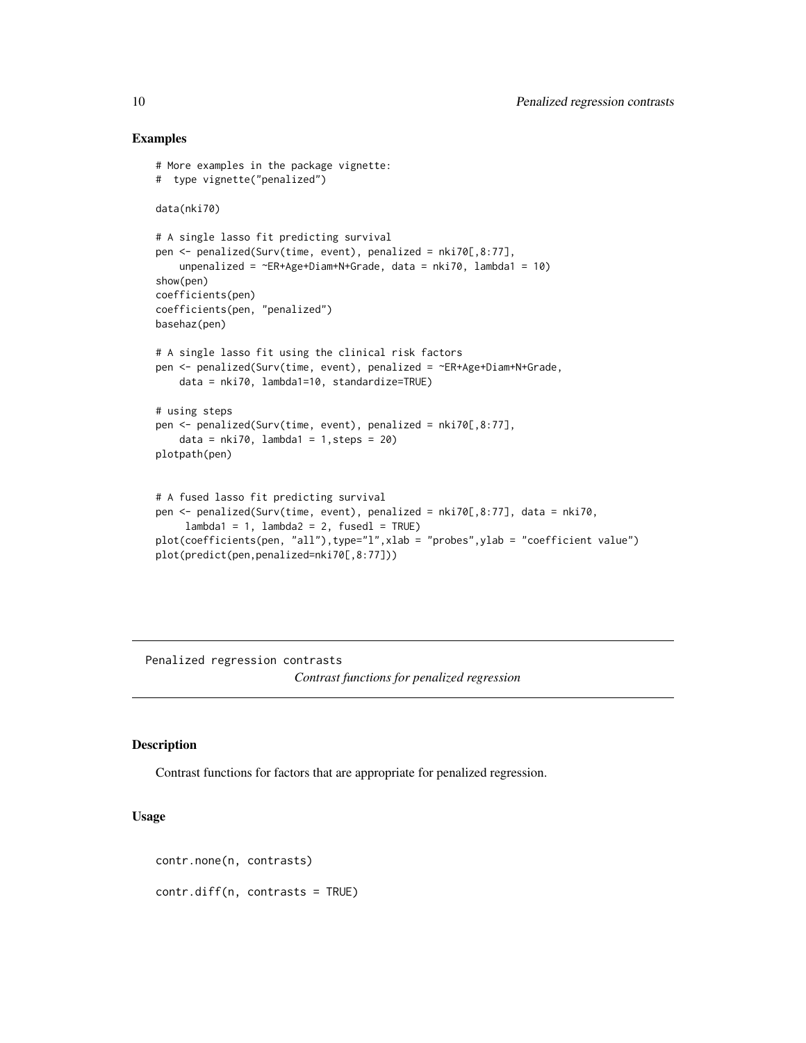## Examples

```
# More examples in the package vignette:
#  type vignette("penalized")

data(nki70)

# A single lasso fit predicting survival
pen <- penalized(Surv(time, event), penalized = nki70[,8:77],
    unpenalized = ~ER+Age+Diam+N+Grade, data = nki70, lambda1 = 10)
show(pen)
coefficients(pen)
coefficients(pen, "penalized")
basehaz(pen)

# A single lasso fit using the clinical risk factors
pen <- penalized(Surv(time, event), penalized = ~ER+Age+Diam+N+Grade,
    data = nki70, lambda1=10, standardize=TRUE)

# using steps
pen <- penalized(Surv(time, event), penalized = nki70[,8:77],
    data = nki70, lambda1 = 1,steps = 20)
plotpath(pen)


# A fused lasso fit predicting survival
pen <- penalized(Surv(time, event), penalized = nki70[,8:77], data = nki70,
     lambda1 = 1, lambda2 = 2, fusedl = TRUE)
plot(coefficients(pen, "all"),type="l",xlab = "probes",ylab = "coefficient value")
plot(predict(pen,penalized=nki70[,8:77]))
```

---

# Penalized regression contrasts

*Contrast functions for penalized regression*

---

## Description

Contrast functions for factors that are appropriate for penalized regression.

## Usage

```
contr.none(n, contrasts)

contr.diff(n, contrasts = TRUE)
```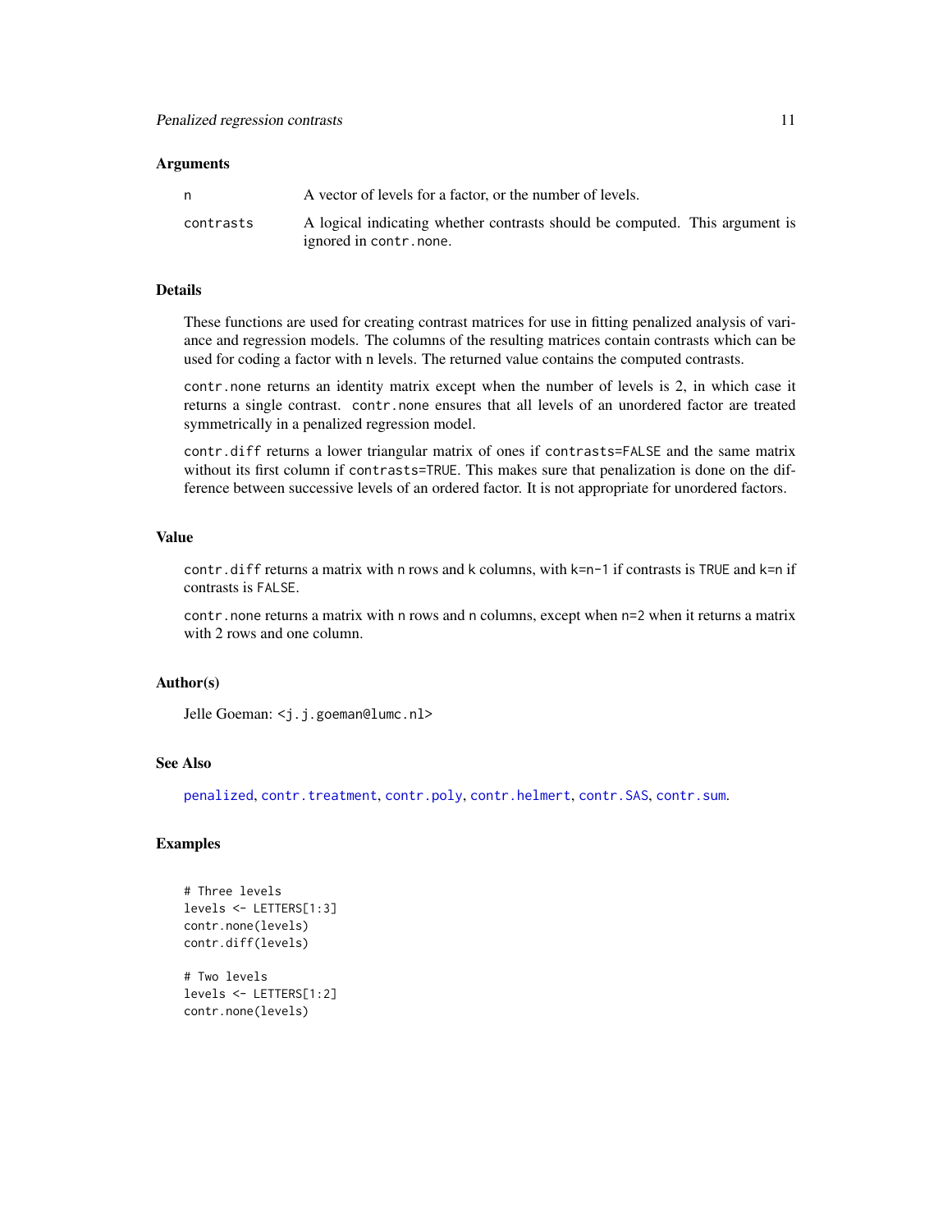### Arguments

| | |
|---|---|
| `n` | A vector of levels for a factor, or the number of levels. |
| `contrasts` | A logical indicating whether contrasts should be computed. This argument is ignored in `contr.none`. |

### Details

These functions are used for creating contrast matrices for use in fitting penalized analysis of variance and regression models. The columns of the resulting matrices contain contrasts which can be used for coding a factor with n levels. The returned value contains the computed contrasts.

`contr.none` returns an identity matrix except when the number of levels is 2, in which case it returns a single contrast. `contr.none` ensures that all levels of an unordered factor are treated symmetrically in a penalized regression model.

`contr.diff` returns a lower triangular matrix of ones if `contrasts=FALSE` and the same matrix without its first column if `contrasts=TRUE`. This makes sure that penalization is done on the difference between successive levels of an ordered factor. It is not appropriate for unordered factors.

### Value

`contr.diff` returns a matrix with `n` rows and `k` columns, with `k=n-1` if contrasts is `TRUE` and `k=n` if contrasts is `FALSE`.

`contr.none` returns a matrix with `n` rows and `n` columns, except when `n=2` when it returns a matrix with 2 rows and one column.

### Author(s)

Jelle Goeman: `<j.j.goeman@lumc.nl>`

### See Also

`penalized`, `contr.treatment`, `contr.poly`, `contr.helmert`, `contr.SAS`, `contr.sum`.

### Examples

```
# Three levels
levels <- LETTERS[1:3]
contr.none(levels)
contr.diff(levels)

# Two levels
levels <- LETTERS[1:2]
contr.none(levels)
```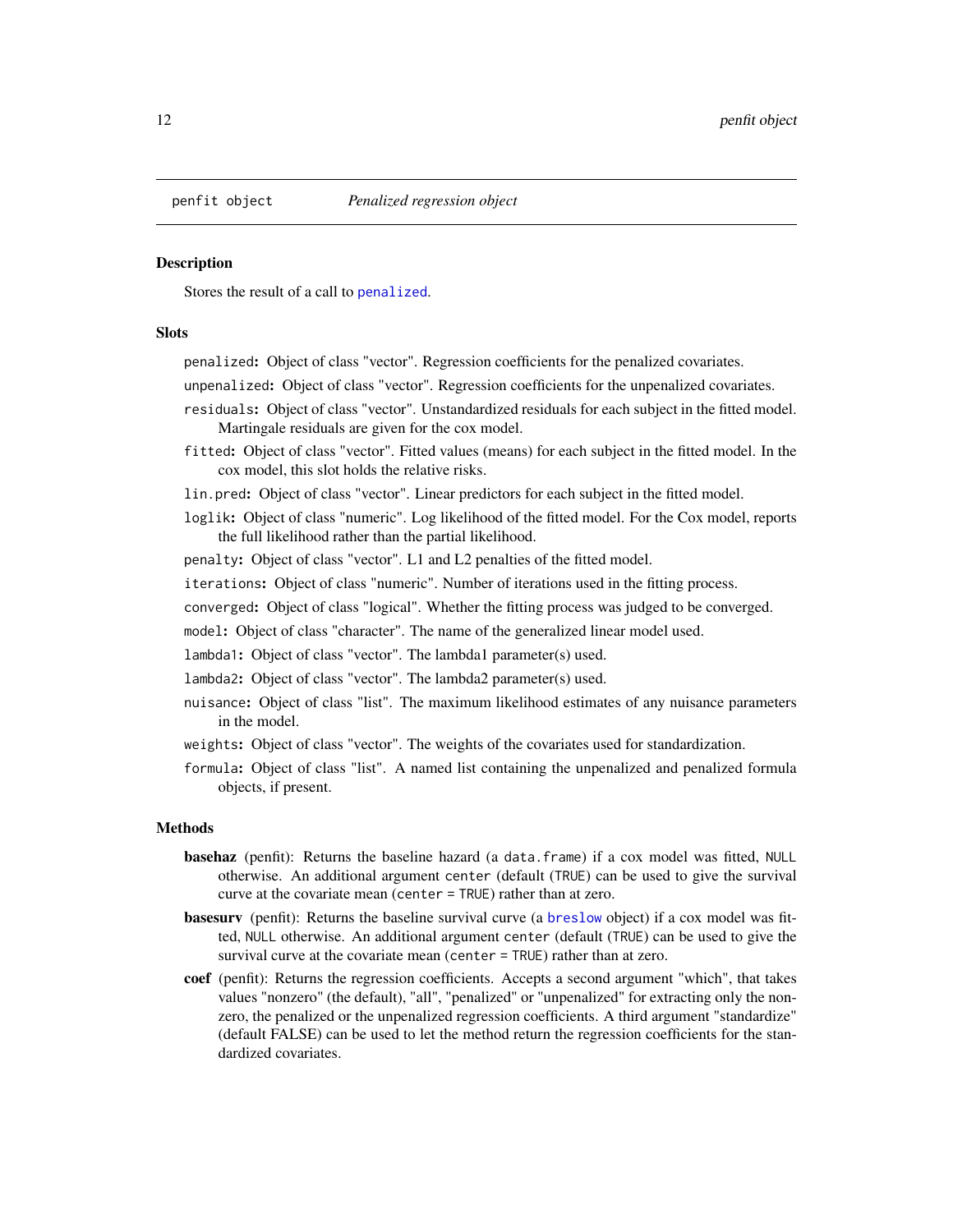## penfit object — *Penalized regression object*

### Description

Stores the result of a call to `penalized`.

### Slots

- `penalized`: Object of class "vector". Regression coefficients for the penalized covariates.
- `unpenalized`: Object of class "vector". Regression coefficients for the unpenalized covariates.
- `residuals`: Object of class "vector". Unstandardized residuals for each subject in the fitted model. Martingale residuals are given for the cox model.
- `fitted`: Object of class "vector". Fitted values (means) for each subject in the fitted model. In the cox model, this slot holds the relative risks.
- `lin.pred`: Object of class "vector". Linear predictors for each subject in the fitted model.
- `loglik`: Object of class "numeric". Log likelihood of the fitted model. For the Cox model, reports the full likelihood rather than the partial likelihood.
- `penalty`: Object of class "vector". L1 and L2 penalties of the fitted model.
- `iterations`: Object of class "numeric". Number of iterations used in the fitting process.
- `converged`: Object of class "logical". Whether the fitting process was judged to be converged.
- `model`: Object of class "character". The name of the generalized linear model used.
- `lambda1`: Object of class "vector". The lambda1 parameter(s) used.
- `lambda2`: Object of class "vector". The lambda2 parameter(s) used.
- `nuisance`: Object of class "list". The maximum likelihood estimates of any nuisance parameters in the model.
- `weights`: Object of class "vector". The weights of the covariates used for standardization.
- `formula`: Object of class "list". A named list containing the unpenalized and penalized formula objects, if present.

### Methods

- **basehaz** (penfit): Returns the baseline hazard (a `data.frame`) if a cox model was fitted, `NULL` otherwise. An additional argument `center` (default (`TRUE`) can be used to give the survival curve at the covariate mean (`center = TRUE`) rather than at zero.
- **basesurv** (penfit): Returns the baseline survival curve (a `breslow` object) if a cox model was fitted, `NULL` otherwise. An additional argument `center` (default (`TRUE`) can be used to give the survival curve at the covariate mean (`center = TRUE`) rather than at zero.
- **coef** (penfit): Returns the regression coefficients. Accepts a second argument "which", that takes values "nonzero" (the default), "all", "penalized" or "unpenalized" for extracting only the nonzero, the penalized or the unpenalized regression coefficients. A third argument "standardize" (default FALSE) can be used to let the method return the regression coefficients for the standardized covariates.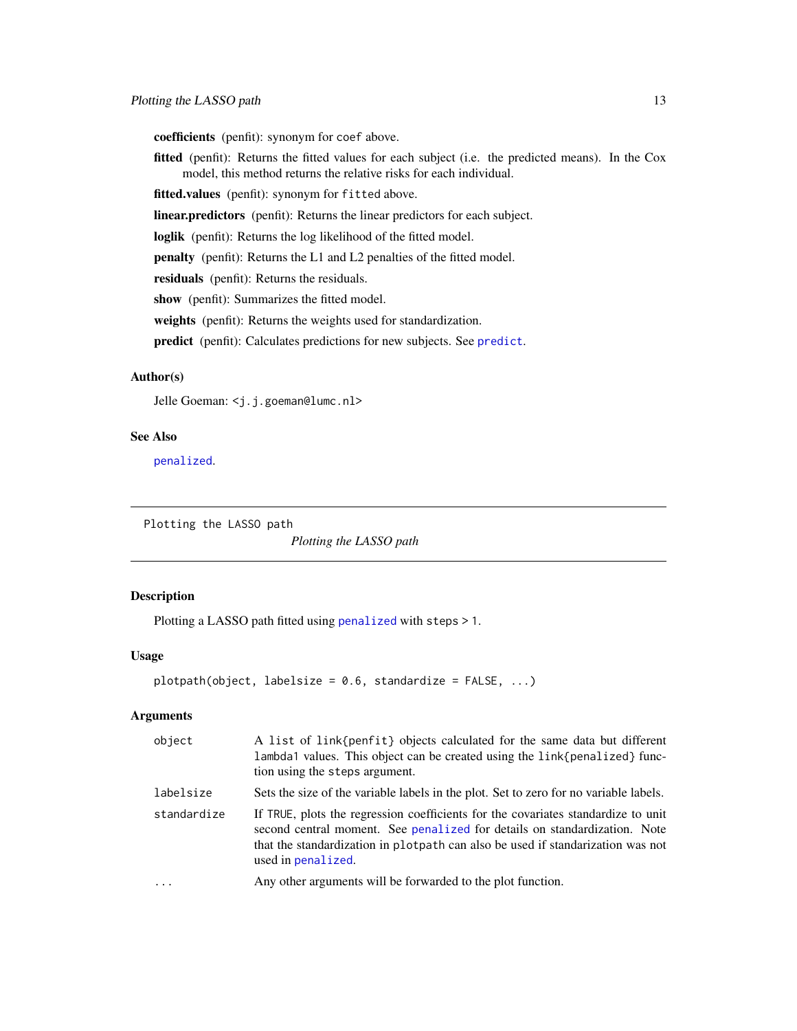**coefficients** (penfit): synonym for `coef` above.

**fitted** (penfit): Returns the fitted values for each subject (i.e. the predicted means). In the Cox model, this method returns the relative risks for each individual.

**fitted.values** (penfit): synonym for `fitted` above.

**linear.predictors** (penfit): Returns the linear predictors for each subject.

**loglik** (penfit): Returns the log likelihood of the fitted model.

**penalty** (penfit): Returns the L1 and L2 penalties of the fitted model.

**residuals** (penfit): Returns the residuals.

**show** (penfit): Summarizes the fitted model.

**weights** (penfit): Returns the weights used for standardization.

**predict** (penfit): Calculates predictions for new subjects. See `predict`.

### Author(s)

Jelle Goeman: <j.j.goeman@lumc.nl>

### See Also

`penalized`.

---

## Plotting the LASSO path

*Plotting the LASSO path*

### Description

Plotting a LASSO path fitted using `penalized` with `steps > 1`.

### Usage

```
plotpath(object, labelsize = 0.6, standardize = FALSE, ...)
```

### Arguments

| | |
|---|---|
| `object` | A list of `link{penfit}` objects calculated for the same data but different `lambda1` values. This object can be created using the `link{penalized}` function using the `steps` argument. |
| `labelsize` | Sets the size of the variable labels in the plot. Set to zero for no variable labels. |
| `standardize` | If `TRUE`, plots the regression coefficients for the covariates standardize to unit second central moment. See `penalized` for details on standardization. Note that the standardization in `plotpath` can also be used if standarization was not used in `penalized`. |
| `...` | Any other arguments will be forwarded to the plot function. |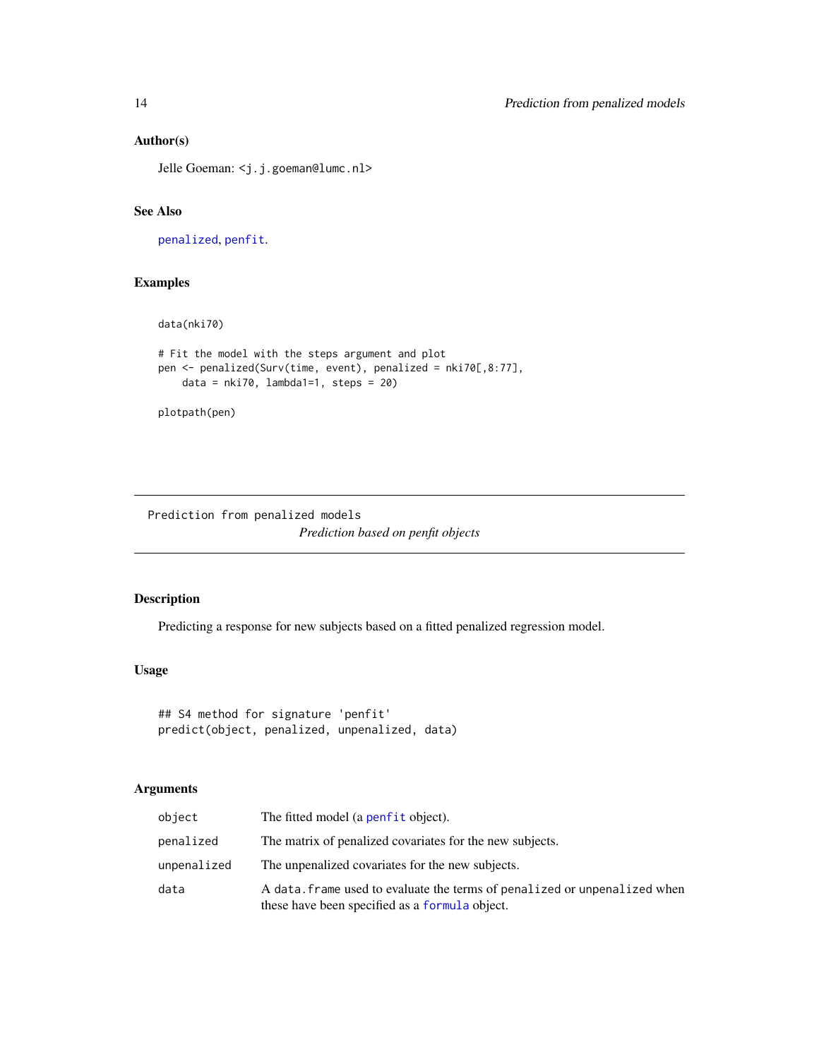### Author(s)

Jelle Goeman: <j.j.goeman@lumc.nl>

### See Also

penalized, penfit.

### Examples

```
data(nki70)

# Fit the model with the steps argument and plot
pen <- penalized(Surv(time, event), penalized = nki70[,8:77],
    data = nki70, lambda1=1, steps = 20)

plotpath(pen)
```

---

## Prediction from penalized models

*Prediction based on penfit objects*

---

### Description

Predicting a response for new subjects based on a fitted penalized regression model.

### Usage

```
## S4 method for signature 'penfit'
predict(object, penalized, unpenalized, data)
```

### Arguments

| | |
|---|---|
| object | The fitted model (a penfit object). |
| penalized | The matrix of penalized covariates for the new subjects. |
| unpenalized | The unpenalized covariates for the new subjects. |
| data | A data.frame used to evaluate the terms of penalized or unpenalized when these have been specified as a formula object. |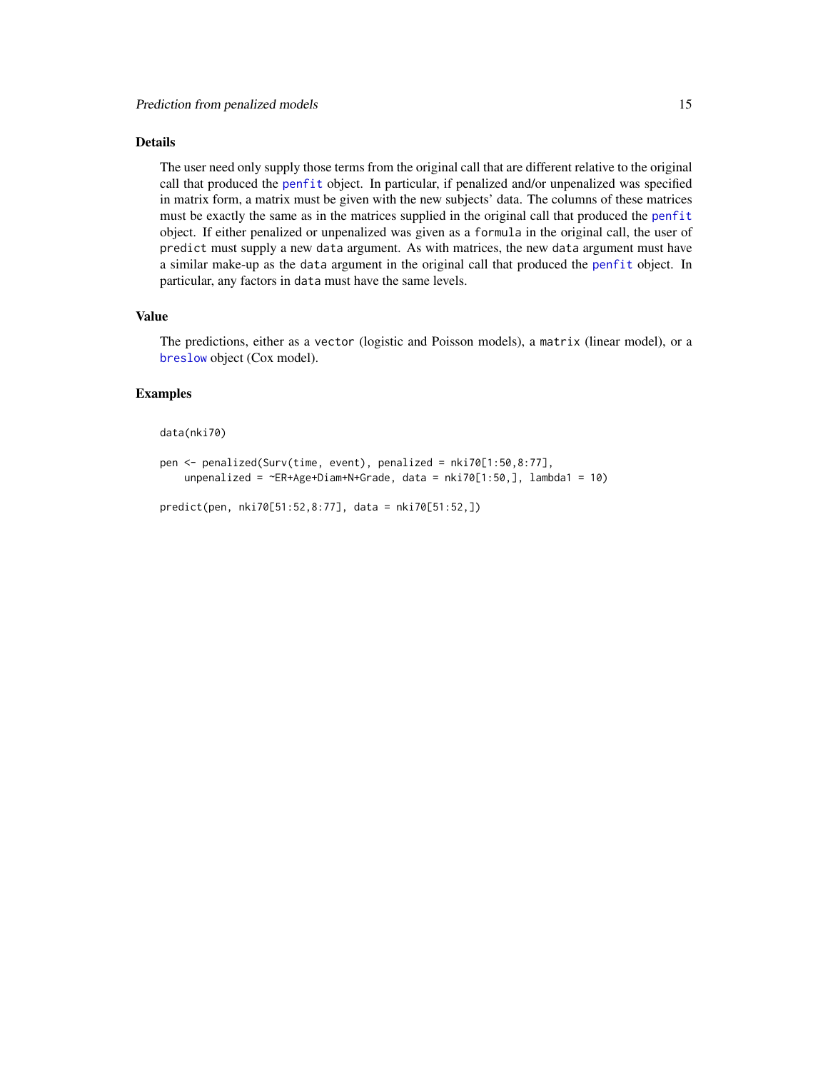### Details

The user need only supply those terms from the original call that are different relative to the original call that produced the `penfit` object. In particular, if penalized and/or unpenalized was specified in matrix form, a matrix must be given with the new subjects' data. The columns of these matrices must be exactly the same as in the matrices supplied in the original call that produced the `penfit` object. If either penalized or unpenalized was given as a `formula` in the original call, the user of `predict` must supply a new `data` argument. As with matrices, the new `data` argument must have a similar make-up as the `data` argument in the original call that produced the `penfit` object. In particular, any factors in `data` must have the same levels.

### Value

The predictions, either as a `vector` (logistic and Poisson models), a `matrix` (linear model), or a `breslow` object (Cox model).

### Examples

```
data(nki70)

pen <- penalized(Surv(time, event), penalized = nki70[1:50,8:77],
    unpenalized = ~ER+Age+Diam+N+Grade, data = nki70[1:50,], lambda1 = 10)

predict(pen, nki70[51:52,8:77], data = nki70[51:52,])
```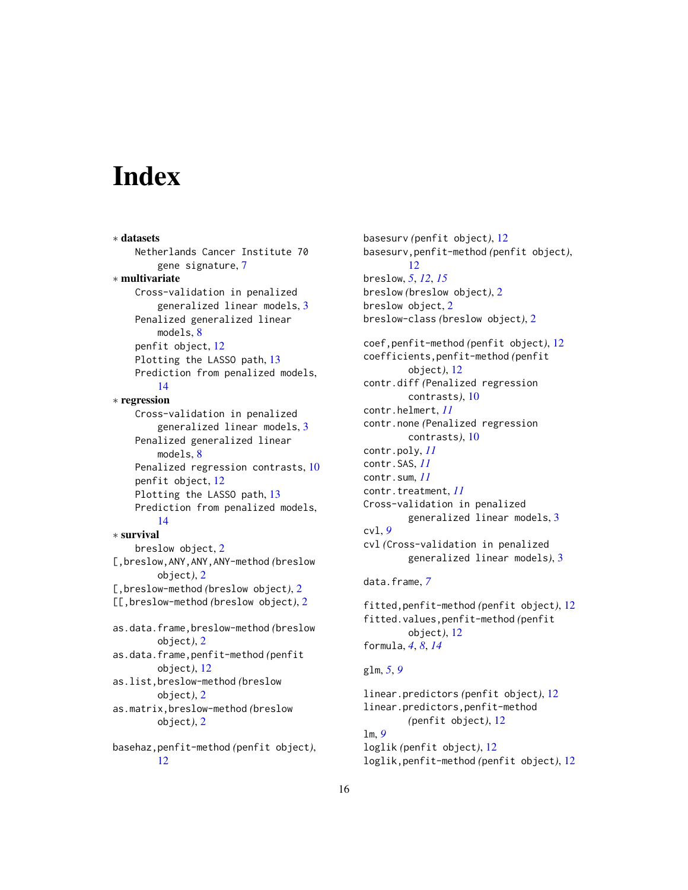# Index

∗ **datasets**
- Netherlands Cancer Institute 70 gene signature, 7

∗ **multivariate**
- Cross-validation in penalized generalized linear models, 3
- Penalized generalized linear models, 8
- penfit object, 12
- Plotting the LASSO path, 13
- Prediction from penalized models, 14

∗ **regression**
- Cross-validation in penalized generalized linear models, 3
- Penalized generalized linear models, 8
- Penalized regression contrasts, 10
- penfit object, 12
- Plotting the LASSO path, 13
- Prediction from penalized models, 14

∗ **survival**
- breslow object, 2

[,breslow,ANY,ANY,ANY-method *(*breslow object*)*, 2
[,breslow-method *(*breslow object*)*, 2
[[,breslow-method *(*breslow object*)*, 2

as.data.frame,breslow-method *(*breslow object*)*, 2
as.data.frame,penfit-method *(*penfit object*)*, 12
as.list,breslow-method *(*breslow object*)*, 2
as.matrix,breslow-method *(*breslow object*)*, 2

basehaz,penfit-method *(*penfit object*)*, 12
basesurv *(*penfit object*)*, 12
basesurv,penfit-method *(*penfit object*)*, 12
breslow, *5*, *12*, *15*
breslow *(*breslow object*)*, 2
breslow object, 2
breslow-class *(*breslow object*)*, 2

coef,penfit-method *(*penfit object*)*, 12
coefficients,penfit-method *(*penfit object*)*, 12
contr.diff *(*Penalized regression contrasts*)*, 10
contr.helmert, *11*
contr.none *(*Penalized regression contrasts*)*, 10
contr.poly, *11*
contr.SAS, *11*
contr.sum, *11*
contr.treatment, *11*
Cross-validation in penalized generalized linear models, 3
cvl, *9*
cvl *(*Cross-validation in penalized generalized linear models*)*, 3

data.frame, *7*

fitted,penfit-method *(*penfit object*)*, 12
fitted.values,penfit-method *(*penfit object*)*, 12
formula, *4*, *8*, *14*

glm, *5*, *9*

linear.predictors *(*penfit object*)*, 12
linear.predictors,penfit-method *(*penfit object*)*, 12
lm, *9*
loglik *(*penfit object*)*, 12
loglik,penfit-method *(*penfit object*)*, 12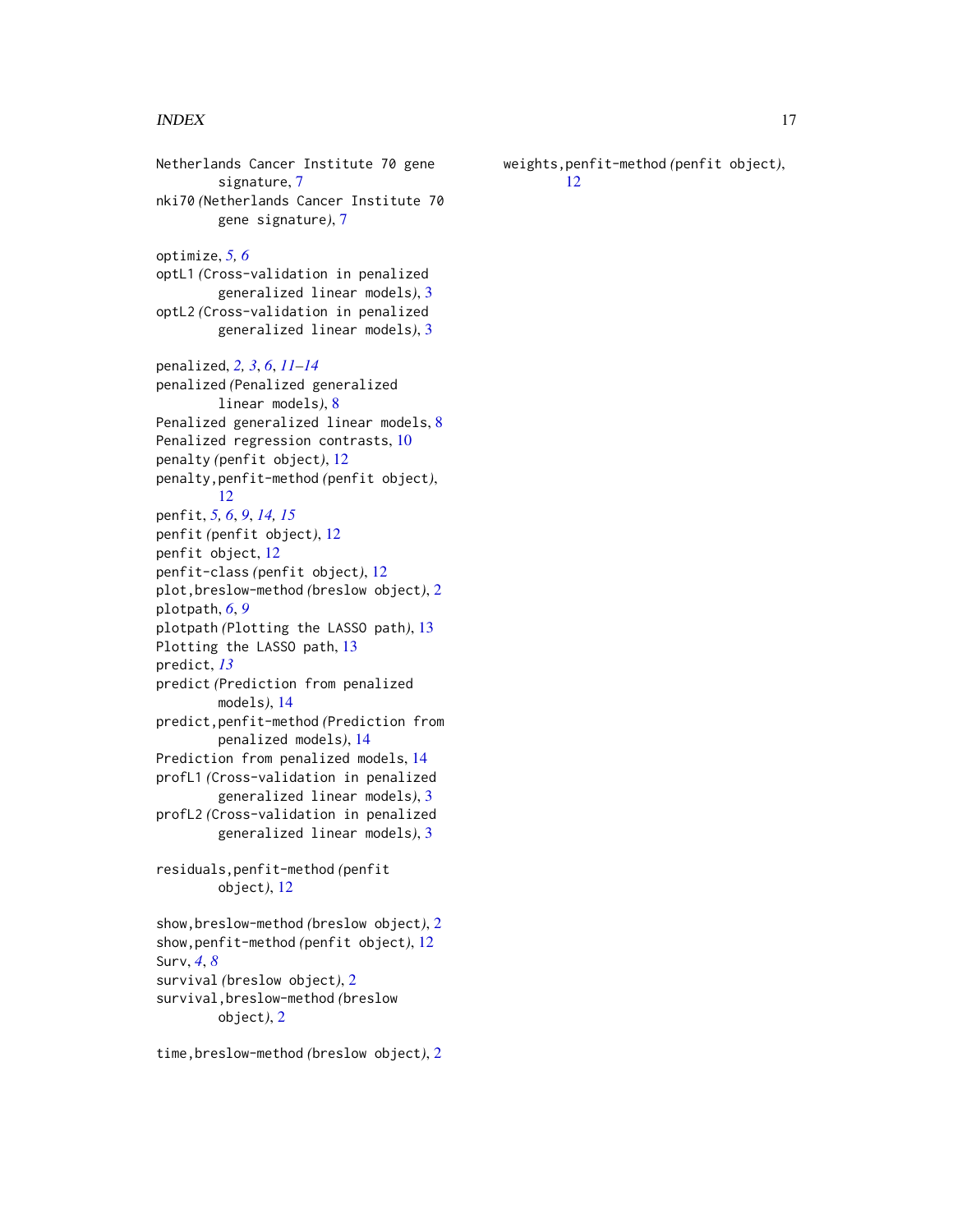Netherlands Cancer Institute 70 gene signature, 7
nki70 *(*Netherlands Cancer Institute 70 gene signature*)*, 7

optimize, *5, 6*
optL1 *(*Cross-validation in penalized generalized linear models*)*, 3
optL2 *(*Cross-validation in penalized generalized linear models*)*, 3

penalized, *2, 3*, *6*, *11–14*
penalized *(*Penalized generalized linear models*)*, 8
Penalized generalized linear models, 8
Penalized regression contrasts, 10
penalty *(*penfit object*)*, 12
penalty,penfit-method *(*penfit object*)*, 12
penfit, *5, 6*, *9*, *14, 15*
penfit *(*penfit object*)*, 12
penfit object, 12
penfit-class *(*penfit object*)*, 12
plot,breslow-method *(*breslow object*)*, 2
plotpath, *6*, *9*
plotpath *(*Plotting the LASSO path*)*, 13
Plotting the LASSO path, 13
predict, *13*
predict *(*Prediction from penalized models*)*, 14
predict,penfit-method *(*Prediction from penalized models*)*, 14
Prediction from penalized models, 14
profL1 *(*Cross-validation in penalized generalized linear models*)*, 3
profL2 *(*Cross-validation in penalized generalized linear models*)*, 3

residuals,penfit-method *(*penfit object*)*, 12

show,breslow-method *(*breslow object*)*, 2
show,penfit-method *(*penfit object*)*, 12
Surv, *4*, *8*
survival *(*breslow object*)*, 2
survival,breslow-method *(*breslow object*)*, 2

time,breslow-method *(*breslow object*)*, 2

weights,penfit-method *(*penfit object*)*, 12